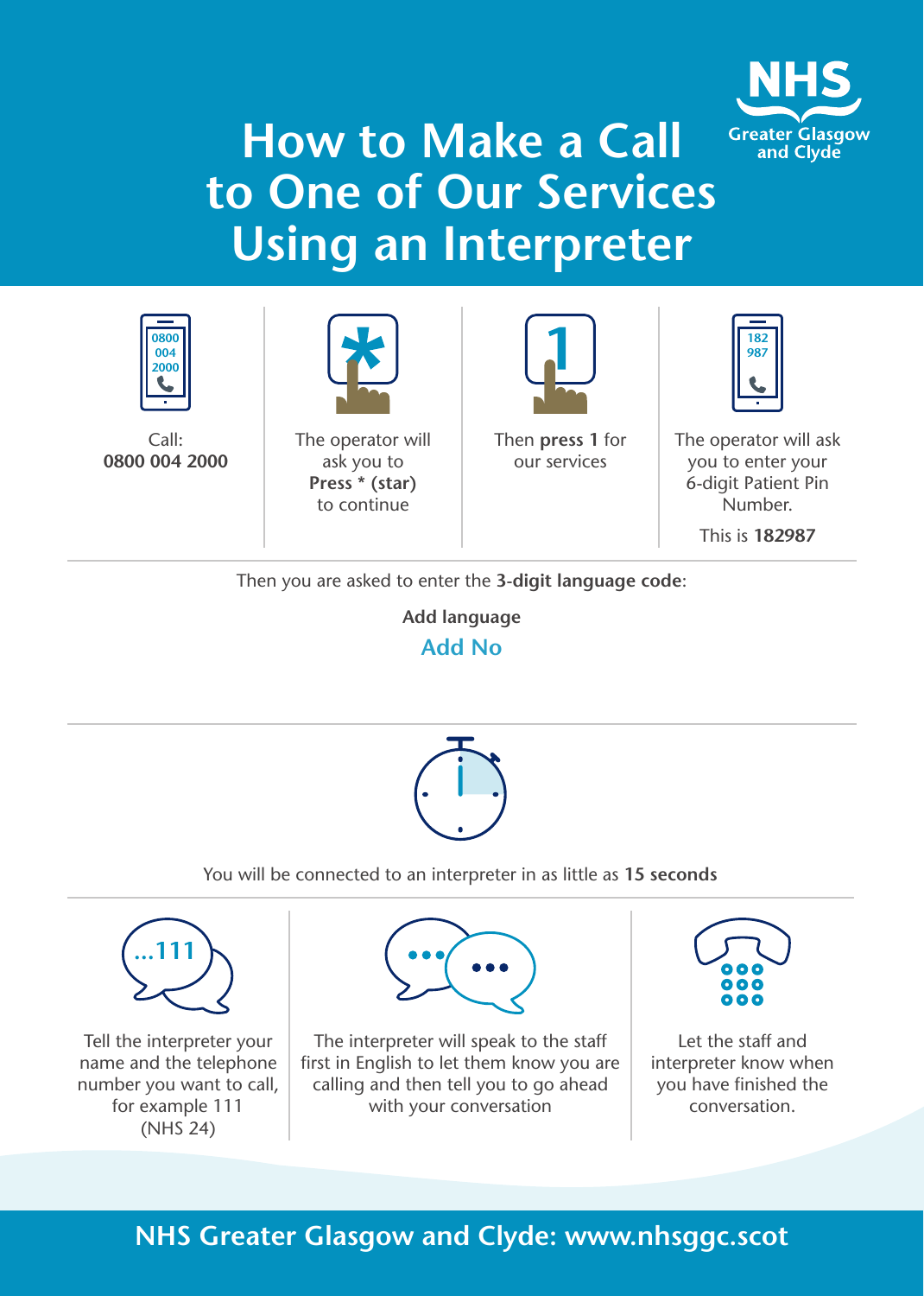# How to Make a Call to One of Our Services Using an Interpreter

NHS Greater Glasgow and Clyde

0800 004 2000

Call:
**0800 004 2000**

The operator will ask you to **Press * (star)** to continue

Then **press 1** for our services

182 987

The operator will ask you to enter your 6-digit Patient Pin Number.

This is **182987**

Then you are asked to enter the **3-digit language code**:

**Add language**

Add No

You will be connected to an interpreter in as little as **15 seconds**

...111

Tell the interpreter your name and the telephone number you want to call, for example 111 (NHS 24)

The interpreter will speak to the staff first in English to let them know you are calling and then tell you to go ahead with your conversation

Let the staff and interpreter know when you have finished the conversation.

NHS Greater Glasgow and Clyde: www.nhsggc.scot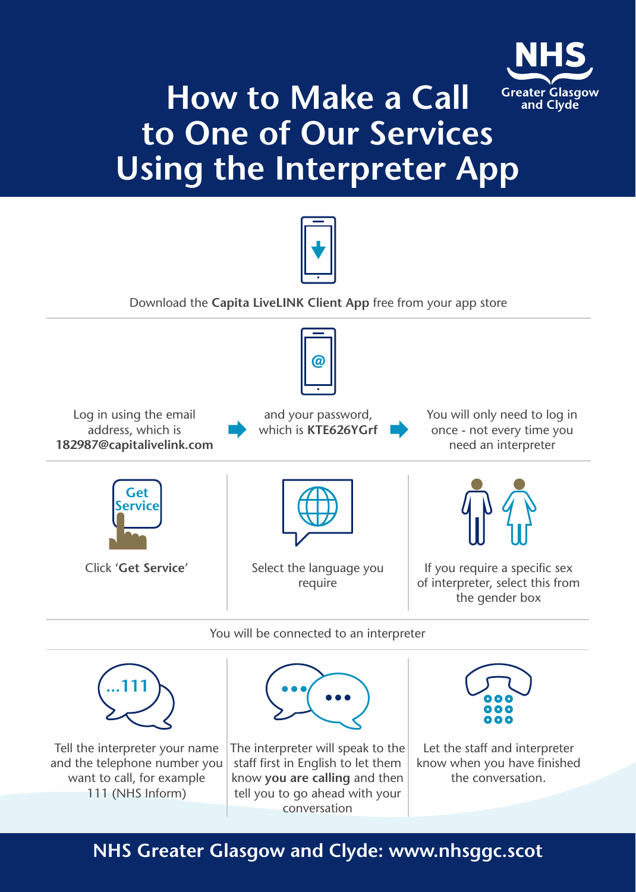# How to Make a Call to One of Our Services Using the Interpreter App

NHS Greater Glasgow and Clyde

Download the **Capita LiveLINK Client App** free from your app store

Log in using the email address, which is **182987@capitalivelink.com**

and your password, which is **KTE626YGrf**

You will only need to log in once - not every time you need an interpreter

Get Service

Click '**Get Service**'

Select the language you require

If you require a specific sex of interpreter, select this from the gender box

You will be connected to an interpreter

...111

Tell the interpreter your name and the telephone number you want to call, for example 111 (NHS Inform)

The interpreter will speak to the staff first in English to let them know **you are calling** and then tell you to go ahead with your conversation

Let the staff and interpreter know when you have finished the conversation.

**NHS Greater Glasgow and Clyde: www.nhsggc.scot**